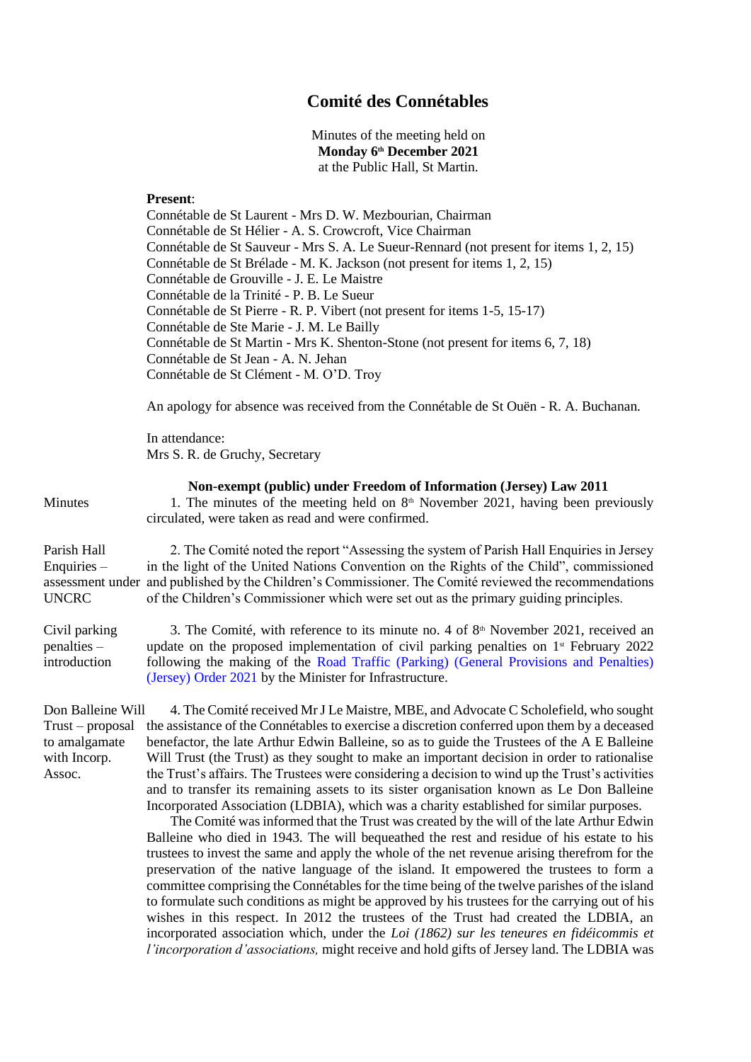# Comité des Connétables

Minutes of the meeting held on
**Monday 6th December 2021**
at the Public Hall, St Martin.

**Present**:
Connétable de St Laurent - Mrs D. W. Mezbourian, Chairman
Connétable de St Hélier - A. S. Crowcroft, Vice Chairman
Connétable de St Sauveur - Mrs S. A. Le Sueur-Rennard (not present for items 1, 2, 15)
Connétable de St Brélade - M. K. Jackson (not present for items 1, 2, 15)
Connétable de Grouville - J. E. Le Maistre
Connétable de la Trinité - P. B. Le Sueur
Connétable de St Pierre - R. P. Vibert (not present for items 1-5, 15-17)
Connétable de Ste Marie - J. M. Le Bailly
Connétable de St Martin - Mrs K. Shenton-Stone (not present for items 6, 7, 18)
Connétable de St Jean - A. N. Jehan
Connétable de St Clément - M. O'D. Troy

An apology for absence was received from the Connétable de St Ouën - R. A. Buchanan.

In attendance:
Mrs S. R. de Gruchy, Secretary

**Non-exempt (public) under Freedom of Information (Jersey) Law 2011**

Minutes

1. The minutes of the meeting held on 8th November 2021, having been previously circulated, were taken as read and were confirmed.

Parish Hall Enquiries – assessment under UNCRC

2. The Comité noted the report "Assessing the system of Parish Hall Enquiries in Jersey in the light of the United Nations Convention on the Rights of the Child", commissioned and published by the Children's Commissioner. The Comité reviewed the recommendations of the Children's Commissioner which were set out as the primary guiding principles.

Civil parking penalties – introduction

3. The Comité, with reference to its minute no. 4 of 8th November 2021, received an update on the proposed implementation of civil parking penalties on 1st February 2022 following the making of the Road Traffic (Parking) (General Provisions and Penalties) (Jersey) Order 2021 by the Minister for Infrastructure.

Don Balleine Will Trust – proposal to amalgamate with Incorp. Assoc.

4. The Comité received Mr J Le Maistre, MBE, and Advocate C Scholefield, who sought the assistance of the Connétables to exercise a discretion conferred upon them by a deceased benefactor, the late Arthur Edwin Balleine, so as to guide the Trustees of the A E Balleine Will Trust (the Trust) as they sought to make an important decision in order to rationalise the Trust's affairs. The Trustees were considering a decision to wind up the Trust's activities and to transfer its remaining assets to its sister organisation known as Le Don Balleine Incorporated Association (LDBIA), which was a charity established for similar purposes.

The Comité was informed that the Trust was created by the will of the late Arthur Edwin Balleine who died in 1943. The will bequeathed the rest and residue of his estate to his trustees to invest the same and apply the whole of the net revenue arising therefrom for the preservation of the native language of the island. It empowered the trustees to form a committee comprising the Connétables for the time being of the twelve parishes of the island to formulate such conditions as might be approved by his trustees for the carrying out of his wishes in this respect. In 2012 the trustees of the Trust had created the LDBIA, an incorporated association which, under the *Loi (1862) sur les teneures en fidéicommis et l'incorporation d'associations,* might receive and hold gifts of Jersey land. The LDBIA was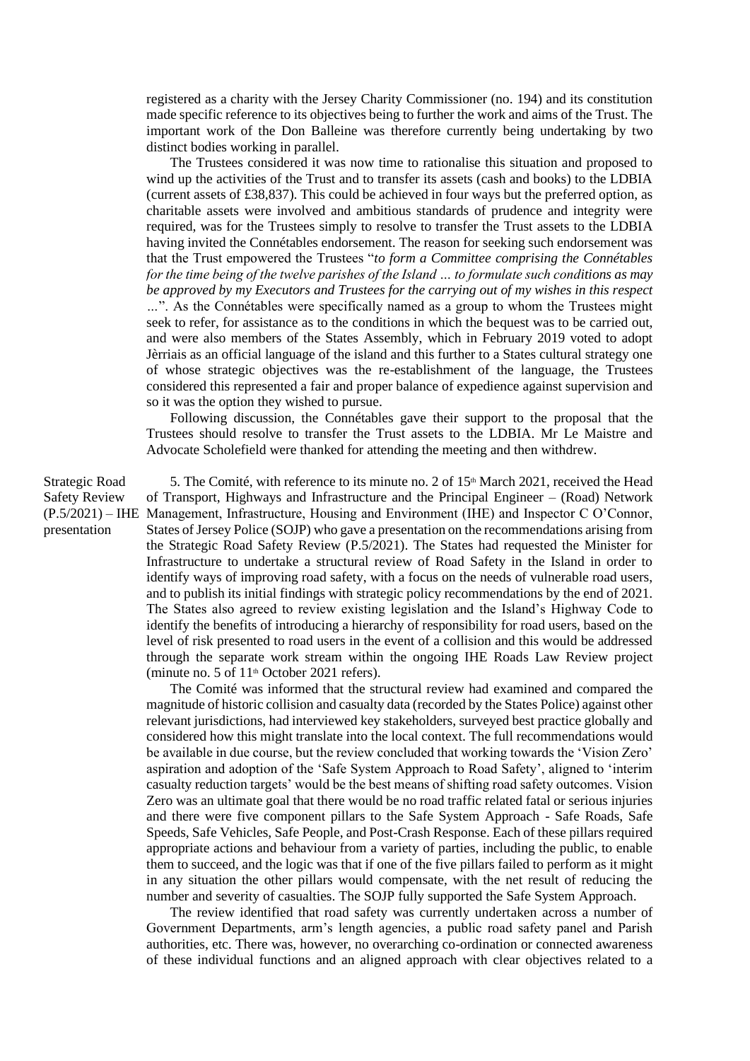registered as a charity with the Jersey Charity Commissioner (no. 194) and its constitution made specific reference to its objectives being to further the work and aims of the Trust. The important work of the Don Balleine was therefore currently being undertaking by two distinct bodies working in parallel.

The Trustees considered it was now time to rationalise this situation and proposed to wind up the activities of the Trust and to transfer its assets (cash and books) to the LDBIA (current assets of £38,837). This could be achieved in four ways but the preferred option, as charitable assets were involved and ambitious standards of prudence and integrity were required, was for the Trustees simply to resolve to transfer the Trust assets to the LDBIA having invited the Connétables endorsement. The reason for seeking such endorsement was that the Trust empowered the Trustees "*to form a Committee comprising the Connétables for the time being of the twelve parishes of the Island … to formulate such conditions as may be approved by my Executors and Trustees for the carrying out of my wishes in this respect …*". As the Connétables were specifically named as a group to whom the Trustees might seek to refer, for assistance as to the conditions in which the bequest was to be carried out, and were also members of the States Assembly, which in February 2019 voted to adopt Jèrriais as an official language of the island and this further to a States cultural strategy one of whose strategic objectives was the re-establishment of the language, the Trustees considered this represented a fair and proper balance of expedience against supervision and so it was the option they wished to pursue.

Following discussion, the Connétables gave their support to the proposal that the Trustees should resolve to transfer the Trust assets to the LDBIA. Mr Le Maistre and Advocate Scholefield were thanked for attending the meeting and then withdrew.

**Strategic Road Safety Review (P.5/2021) – IHE presentation**

5. The Comité, with reference to its minute no. 2 of 15th March 2021, received the Head of Transport, Highways and Infrastructure and the Principal Engineer – (Road) Network Management, Infrastructure, Housing and Environment (IHE) and Inspector C O'Connor, States of Jersey Police (SOJP) who gave a presentation on the recommendations arising from the Strategic Road Safety Review (P.5/2021). The States had requested the Minister for Infrastructure to undertake a structural review of Road Safety in the Island in order to identify ways of improving road safety, with a focus on the needs of vulnerable road users, and to publish its initial findings with strategic policy recommendations by the end of 2021. The States also agreed to review existing legislation and the Island's Highway Code to identify the benefits of introducing a hierarchy of responsibility for road users, based on the level of risk presented to road users in the event of a collision and this would be addressed through the separate work stream within the ongoing IHE Roads Law Review project (minute no. 5 of 11th October 2021 refers).

The Comité was informed that the structural review had examined and compared the magnitude of historic collision and casualty data (recorded by the States Police) against other relevant jurisdictions, had interviewed key stakeholders, surveyed best practice globally and considered how this might translate into the local context. The full recommendations would be available in due course, but the review concluded that working towards the 'Vision Zero' aspiration and adoption of the 'Safe System Approach to Road Safety', aligned to 'interim casualty reduction targets' would be the best means of shifting road safety outcomes. Vision Zero was an ultimate goal that there would be no road traffic related fatal or serious injuries and there were five component pillars to the Safe System Approach - Safe Roads, Safe Speeds, Safe Vehicles, Safe People, and Post-Crash Response. Each of these pillars required appropriate actions and behaviour from a variety of parties, including the public, to enable them to succeed, and the logic was that if one of the five pillars failed to perform as it might in any situation the other pillars would compensate, with the net result of reducing the number and severity of casualties. The SOJP fully supported the Safe System Approach.

The review identified that road safety was currently undertaken across a number of Government Departments, arm's length agencies, a public road safety panel and Parish authorities, etc. There was, however, no overarching co-ordination or connected awareness of these individual functions and an aligned approach with clear objectives related to a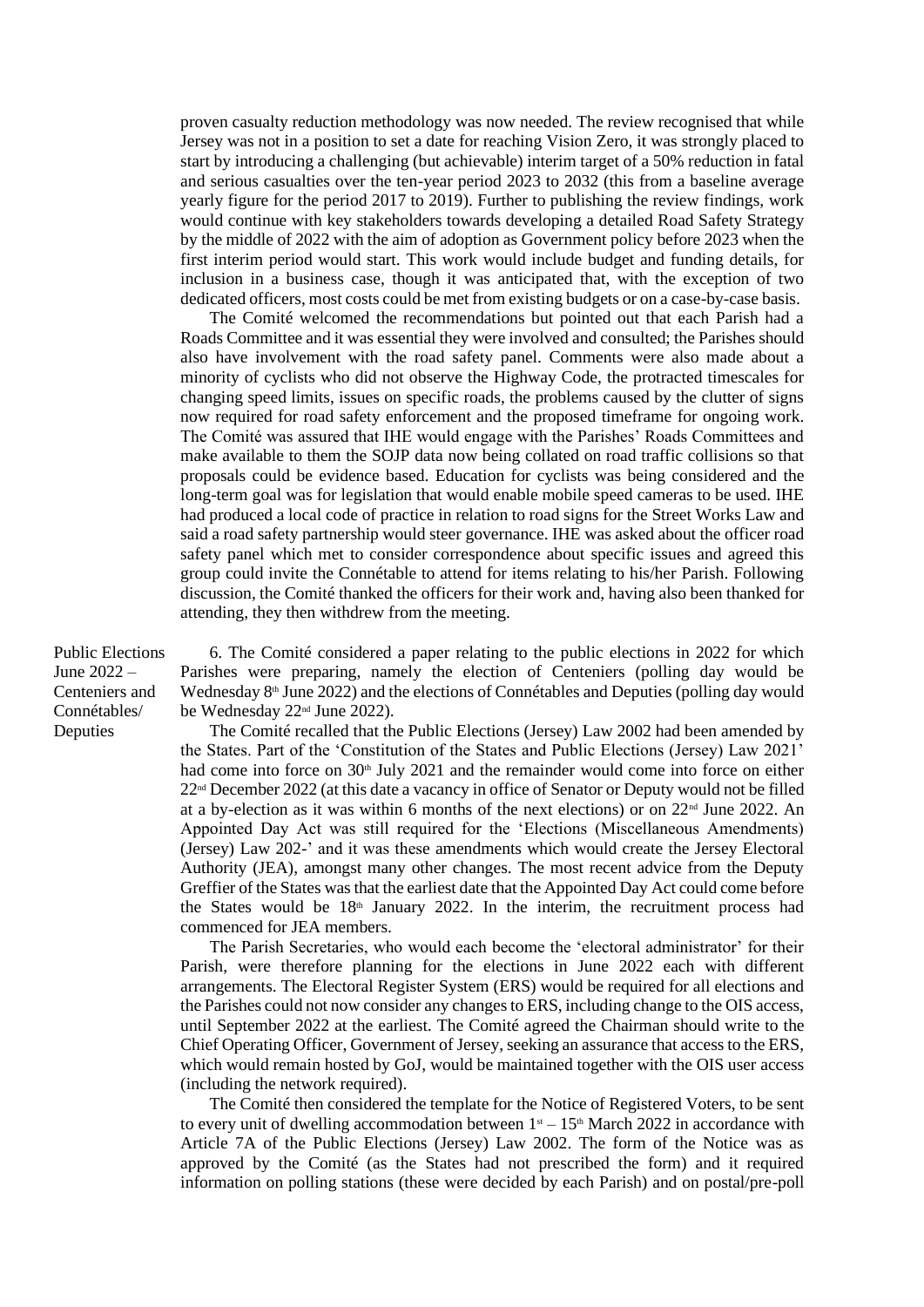proven casualty reduction methodology was now needed. The review recognised that while Jersey was not in a position to set a date for reaching Vision Zero, it was strongly placed to start by introducing a challenging (but achievable) interim target of a 50% reduction in fatal and serious casualties over the ten-year period 2023 to 2032 (this from a baseline average yearly figure for the period 2017 to 2019). Further to publishing the review findings, work would continue with key stakeholders towards developing a detailed Road Safety Strategy by the middle of 2022 with the aim of adoption as Government policy before 2023 when the first interim period would start. This work would include budget and funding details, for inclusion in a business case, though it was anticipated that, with the exception of two dedicated officers, most costs could be met from existing budgets or on a case-by-case basis.

The Comité welcomed the recommendations but pointed out that each Parish had a Roads Committee and it was essential they were involved and consulted; the Parishes should also have involvement with the road safety panel. Comments were also made about a minority of cyclists who did not observe the Highway Code, the protracted timescales for changing speed limits, issues on specific roads, the problems caused by the clutter of signs now required for road safety enforcement and the proposed timeframe for ongoing work. The Comité was assured that IHE would engage with the Parishes' Roads Committees and make available to them the SOJP data now being collated on road traffic collisions so that proposals could be evidence based. Education for cyclists was being considered and the long-term goal was for legislation that would enable mobile speed cameras to be used. IHE had produced a local code of practice in relation to road signs for the Street Works Law and said a road safety partnership would steer governance. IHE was asked about the officer road safety panel which met to consider correspondence about specific issues and agreed this group could invite the Connétable to attend for items relating to his/her Parish. Following discussion, the Comité thanked the officers for their work and, having also been thanked for attending, they then withdrew from the meeting.

**Public Elections June 2022 – Centeniers and Connétables/ Deputies**

6. The Comité considered a paper relating to the public elections in 2022 for which Parishes were preparing, namely the election of Centeniers (polling day would be Wednesday 8th June 2022) and the elections of Connétables and Deputies (polling day would be Wednesday 22nd June 2022).

The Comité recalled that the Public Elections (Jersey) Law 2002 had been amended by the States. Part of the 'Constitution of the States and Public Elections (Jersey) Law 2021' had come into force on 30th July 2021 and the remainder would come into force on either 22nd December 2022 (at this date a vacancy in office of Senator or Deputy would not be filled at a by-election as it was within 6 months of the next elections) or on 22nd June 2022. An Appointed Day Act was still required for the 'Elections (Miscellaneous Amendments) (Jersey) Law 202-' and it was these amendments which would create the Jersey Electoral Authority (JEA), amongst many other changes. The most recent advice from the Deputy Greffier of the States was that the earliest date that the Appointed Day Act could come before the States would be 18th January 2022. In the interim, the recruitment process had commenced for JEA members.

The Parish Secretaries, who would each become the 'electoral administrator' for their Parish, were therefore planning for the elections in June 2022 each with different arrangements. The Electoral Register System (ERS) would be required for all elections and the Parishes could not now consider any changes to ERS, including change to the OIS access, until September 2022 at the earliest. The Comité agreed the Chairman should write to the Chief Operating Officer, Government of Jersey, seeking an assurance that access to the ERS, which would remain hosted by GoJ, would be maintained together with the OIS user access (including the network required).

The Comité then considered the template for the Notice of Registered Voters, to be sent to every unit of dwelling accommodation between 1st – 15th March 2022 in accordance with Article 7A of the Public Elections (Jersey) Law 2002. The form of the Notice was as approved by the Comité (as the States had not prescribed the form) and it required information on polling stations (these were decided by each Parish) and on postal/pre-poll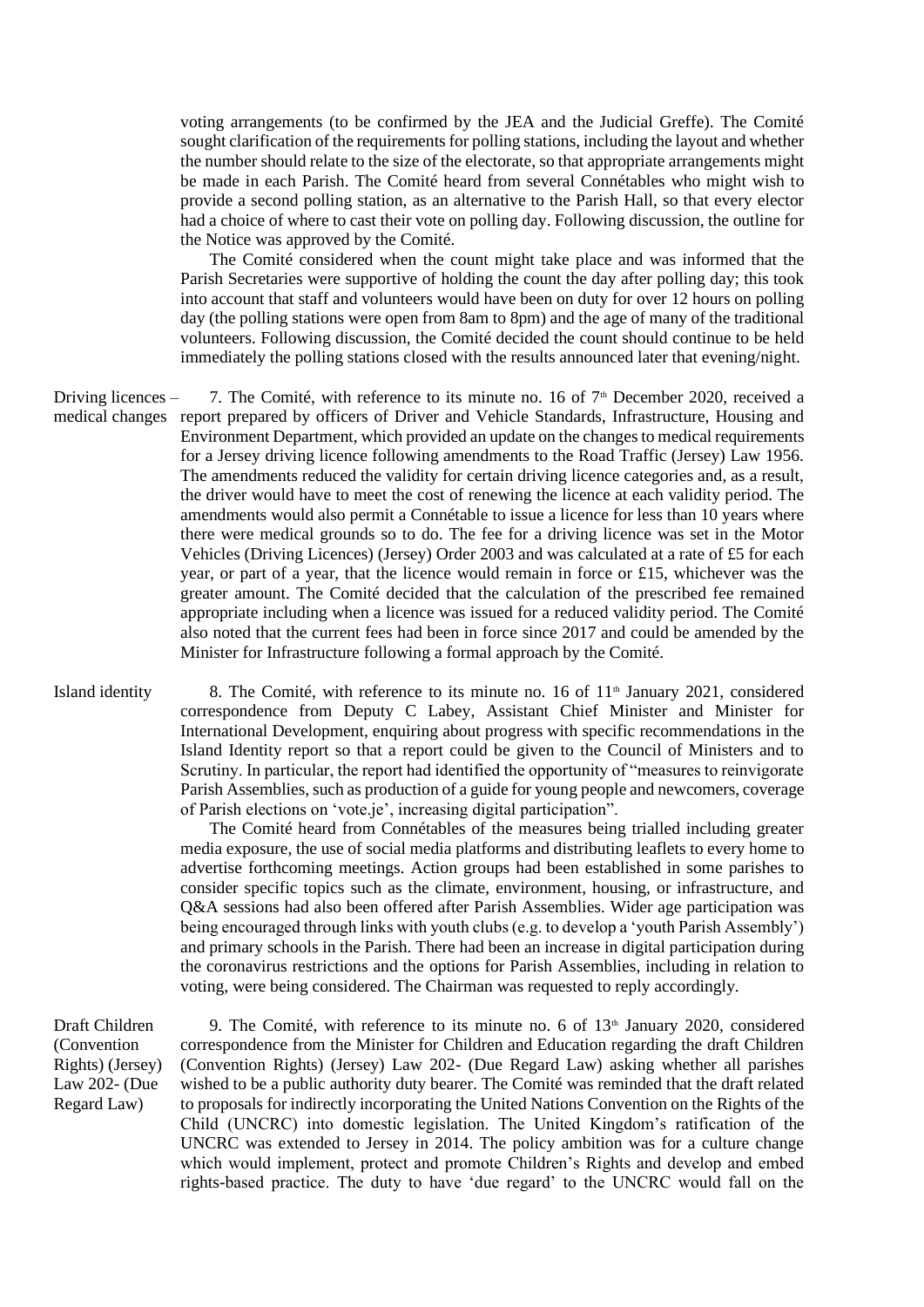voting arrangements (to be confirmed by the JEA and the Judicial Greffe). The Comité sought clarification of the requirements for polling stations, including the layout and whether the number should relate to the size of the electorate, so that appropriate arrangements might be made in each Parish. The Comité heard from several Connétables who might wish to provide a second polling station, as an alternative to the Parish Hall, so that every elector had a choice of where to cast their vote on polling day. Following discussion, the outline for the Notice was approved by the Comité.

The Comité considered when the count might take place and was informed that the Parish Secretaries were supportive of holding the count the day after polling day; this took into account that staff and volunteers would have been on duty for over 12 hours on polling day (the polling stations were open from 8am to 8pm) and the age of many of the traditional volunteers. Following discussion, the Comité decided the count should continue to be held immediately the polling stations closed with the results announced later that evening/night.

**Driving licences – medical changes**

7. The Comité, with reference to its minute no. 16 of 7th December 2020, received a report prepared by officers of Driver and Vehicle Standards, Infrastructure, Housing and Environment Department, which provided an update on the changes to medical requirements for a Jersey driving licence following amendments to the Road Traffic (Jersey) Law 1956. The amendments reduced the validity for certain driving licence categories and, as a result, the driver would have to meet the cost of renewing the licence at each validity period. The amendments would also permit a Connétable to issue a licence for less than 10 years where there were medical grounds so to do. The fee for a driving licence was set in the Motor Vehicles (Driving Licences) (Jersey) Order 2003 and was calculated at a rate of £5 for each year, or part of a year, that the licence would remain in force or £15, whichever was the greater amount. The Comité decided that the calculation of the prescribed fee remained appropriate including when a licence was issued for a reduced validity period. The Comité also noted that the current fees had been in force since 2017 and could be amended by the Minister for Infrastructure following a formal approach by the Comité.

**Island identity**

8. The Comité, with reference to its minute no. 16 of 11th January 2021, considered correspondence from Deputy C Labey, Assistant Chief Minister and Minister for International Development, enquiring about progress with specific recommendations in the Island Identity report so that a report could be given to the Council of Ministers and to Scrutiny. In particular, the report had identified the opportunity of "measures to reinvigorate Parish Assemblies, such as production of a guide for young people and newcomers, coverage of Parish elections on 'vote.je', increasing digital participation".

The Comité heard from Connétables of the measures being trialled including greater media exposure, the use of social media platforms and distributing leaflets to every home to advertise forthcoming meetings. Action groups had been established in some parishes to consider specific topics such as the climate, environment, housing, or infrastructure, and Q&A sessions had also been offered after Parish Assemblies. Wider age participation was being encouraged through links with youth clubs (e.g. to develop a 'youth Parish Assembly') and primary schools in the Parish. There had been an increase in digital participation during the coronavirus restrictions and the options for Parish Assemblies, including in relation to voting, were being considered. The Chairman was requested to reply accordingly.

**Draft Children (Convention Rights) (Jersey) Law 202- (Due Regard Law)**

9. The Comité, with reference to its minute no. 6 of 13th January 2020, considered correspondence from the Minister for Children and Education regarding the draft Children (Convention Rights) (Jersey) Law 202- (Due Regard Law) asking whether all parishes wished to be a public authority duty bearer. The Comité was reminded that the draft related to proposals for indirectly incorporating the United Nations Convention on the Rights of the Child (UNCRC) into domestic legislation. The United Kingdom's ratification of the UNCRC was extended to Jersey in 2014. The policy ambition was for a culture change which would implement, protect and promote Children's Rights and develop and embed rights-based practice. The duty to have 'due regard' to the UNCRC would fall on the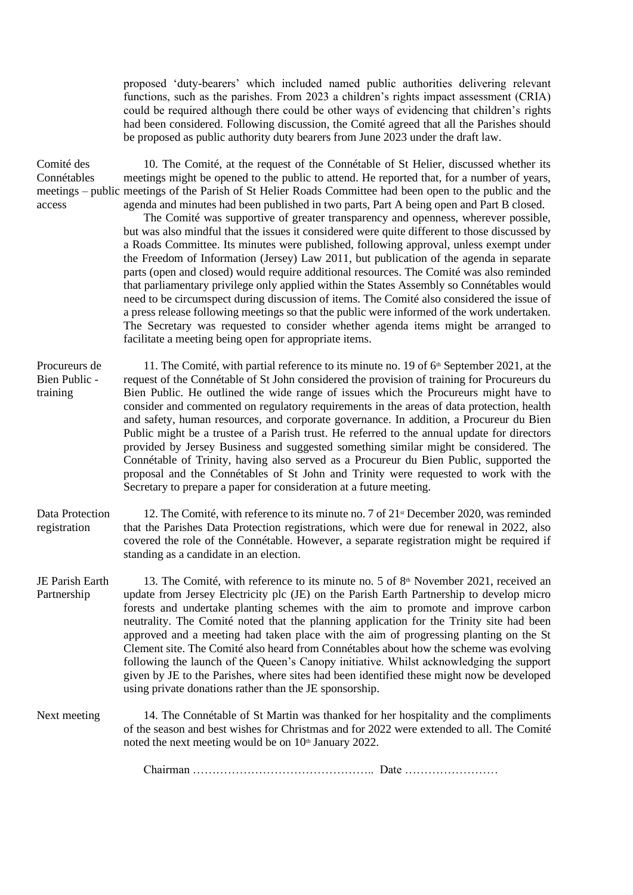proposed 'duty-bearers' which included named public authorities delivering relevant functions, such as the parishes. From 2023 a children's rights impact assessment (CRIA) could be required although there could be other ways of evidencing that children's rights had been considered. Following discussion, the Comité agreed that all the Parishes should be proposed as public authority duty bearers from June 2023 under the draft law.

**Comité des Connétables meetings – public access**

10. The Comité, at the request of the Connétable of St Helier, discussed whether its meetings might be opened to the public to attend. He reported that, for a number of years, meetings of the Parish of St Helier Roads Committee had been open to the public and the agenda and minutes had been published in two parts, Part A being open and Part B closed.

The Comité was supportive of greater transparency and openness, wherever possible, but was also mindful that the issues it considered were quite different to those discussed by a Roads Committee. Its minutes were published, following approval, unless exempt under the Freedom of Information (Jersey) Law 2011, but publication of the agenda in separate parts (open and closed) would require additional resources. The Comité was also reminded that parliamentary privilege only applied within the States Assembly so Connétables would need to be circumspect during discussion of items. The Comité also considered the issue of a press release following meetings so that the public were informed of the work undertaken. The Secretary was requested to consider whether agenda items might be arranged to facilitate a meeting being open for appropriate items.

**Procureurs de Bien Public - training**

11. The Comité, with partial reference to its minute no. 19 of 6th September 2021, at the request of the Connétable of St John considered the provision of training for Procureurs du Bien Public. He outlined the wide range of issues which the Procureurs might have to consider and commented on regulatory requirements in the areas of data protection, health and safety, human resources, and corporate governance. In addition, a Procureur du Bien Public might be a trustee of a Parish trust. He referred to the annual update for directors provided by Jersey Business and suggested something similar might be considered. The Connétable of Trinity, having also served as a Procureur du Bien Public, supported the proposal and the Connétables of St John and Trinity were requested to work with the Secretary to prepare a paper for consideration at a future meeting.

**Data Protection registration**

12. The Comité, with reference to its minute no. 7 of 21st December 2020, was reminded that the Parishes Data Protection registrations, which were due for renewal in 2022, also covered the role of the Connétable. However, a separate registration might be required if standing as a candidate in an election.

**JE Parish Earth Partnership**

13. The Comité, with reference to its minute no. 5 of 8th November 2021, received an update from Jersey Electricity plc (JE) on the Parish Earth Partnership to develop micro forests and undertake planting schemes with the aim to promote and improve carbon neutrality. The Comité noted that the planning application for the Trinity site had been approved and a meeting had taken place with the aim of progressing planting on the St Clement site. The Comité also heard from Connétables about how the scheme was evolving following the launch of the Queen's Canopy initiative. Whilst acknowledging the support given by JE to the Parishes, where sites had been identified these might now be developed using private donations rather than the JE sponsorship.

**Next meeting**

14. The Connétable of St Martin was thanked for her hospitality and the compliments of the season and best wishes for Christmas and for 2022 were extended to all. The Comité noted the next meeting would be on 10th January 2022.

Chairman ……………………………………….. Date ……………………